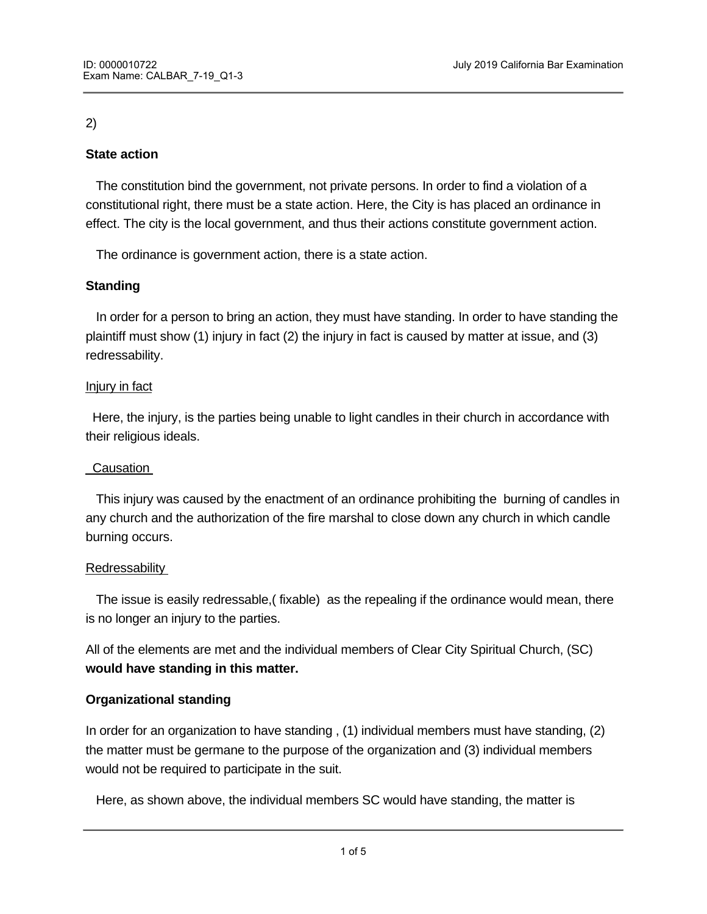2)

**State action**

The constitution bind the government, not private persons. In order to find a violation of a constitutional right, there must be a state action. Here, the City is has placed an ordinance in effect. The city is the local government, and thus their actions constitute government action.

The ordinance is government action, there is a state action.

**Standing**

In order for a person to bring an action, they must have standing. In order to have standing the plaintiff must show (1) injury in fact (2) the injury in fact is caused by matter at issue, and (3) redressability.

<u>Injury in fact</u>

Here, the injury, is the parties being unable to light candles in their church in accordance with their religious ideals.

<u>Causation</u>

This injury was caused by the enactment of an ordinance prohibiting the burning of candles in any church and the authorization of the fire marshal to close down any church in which candle burning occurs.

<u>Redressability</u>

The issue is easily redressable,( fixable) as the repealing if the ordinance would mean, there is no longer an injury to the parties.

All of the elements are met and the individual members of Clear City Spiritual Church, (SC) **would have standing in this matter.**

**Organizational standing**

In order for an organization to have standing , (1) individual members must have standing, (2) the matter must be germane to the purpose of the organization and (3) individual members would not be required to participate in the suit.

Here, as shown above, the individual members SC would have standing, the matter is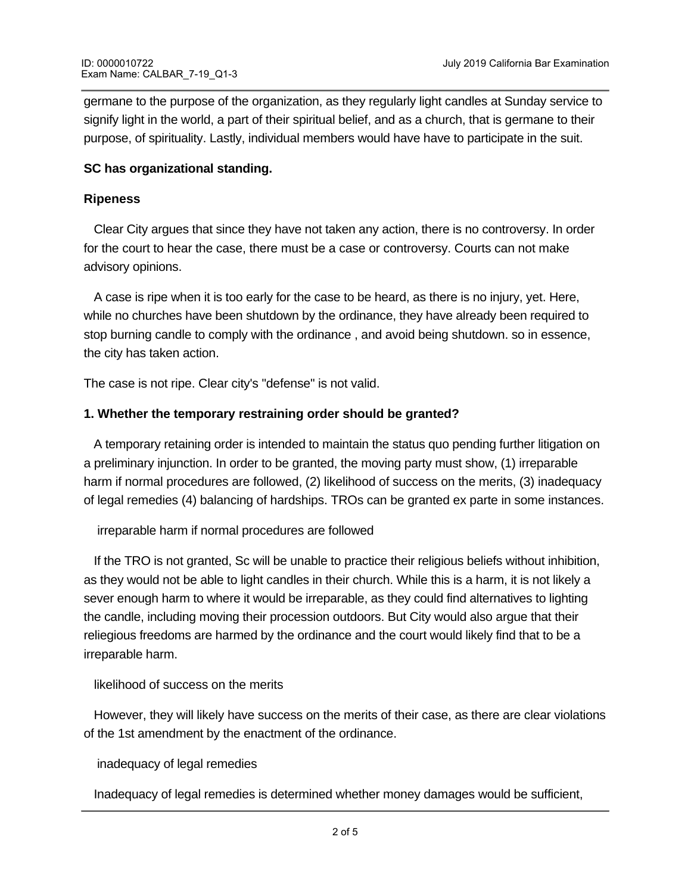germane to the purpose of the organization, as they regularly light candles at Sunday service to signify light in the world, a part of their spiritual belief, and as a church, that is germane to their purpose, of spirituality. Lastly, individual members would have have to participate in the suit.

**SC has organizational standing.**

**Ripeness**

Clear City argues that since they have not taken any action, there is no controversy. In order for the court to hear the case, there must be a case or controversy. Courts can not make advisory opinions.

A case is ripe when it is too early for the case to be heard, as there is no injury, yet. Here, while no churches have been shutdown by the ordinance, they have already been required to stop burning candle to comply with the ordinance , and avoid being shutdown. so in essence, the city has taken action.

The case is not ripe. Clear city's "defense" is not valid.

**1. Whether the temporary restraining order should be granted?**

A temporary retaining order is intended to maintain the status quo pending further litigation on a preliminary injunction. In order to be granted, the moving party must show, (1) irreparable harm if normal procedures are followed, (2) likelihood of success on the merits, (3) inadequacy of legal remedies (4) balancing of hardships. TROs can be granted ex parte in some instances.

irreparable harm if normal procedures are followed

If the TRO is not granted, Sc will be unable to practice their religious beliefs without inhibition, as they would not be able to light candles in their church. While this is a harm, it is not likely a sever enough harm to where it would be irreparable, as they could find alternatives to lighting the candle, including moving their procession outdoors. But City would also argue that their reliegious freedoms are harmed by the ordinance and the court would likely find that to be a irreparable harm.

likelihood of success on the merits

However, they will likely have success on the merits of their case, as there are clear violations of the 1st amendment by the enactment of the ordinance.

inadequacy of legal remedies

Inadequacy of legal remedies is determined whether money damages would be sufficient,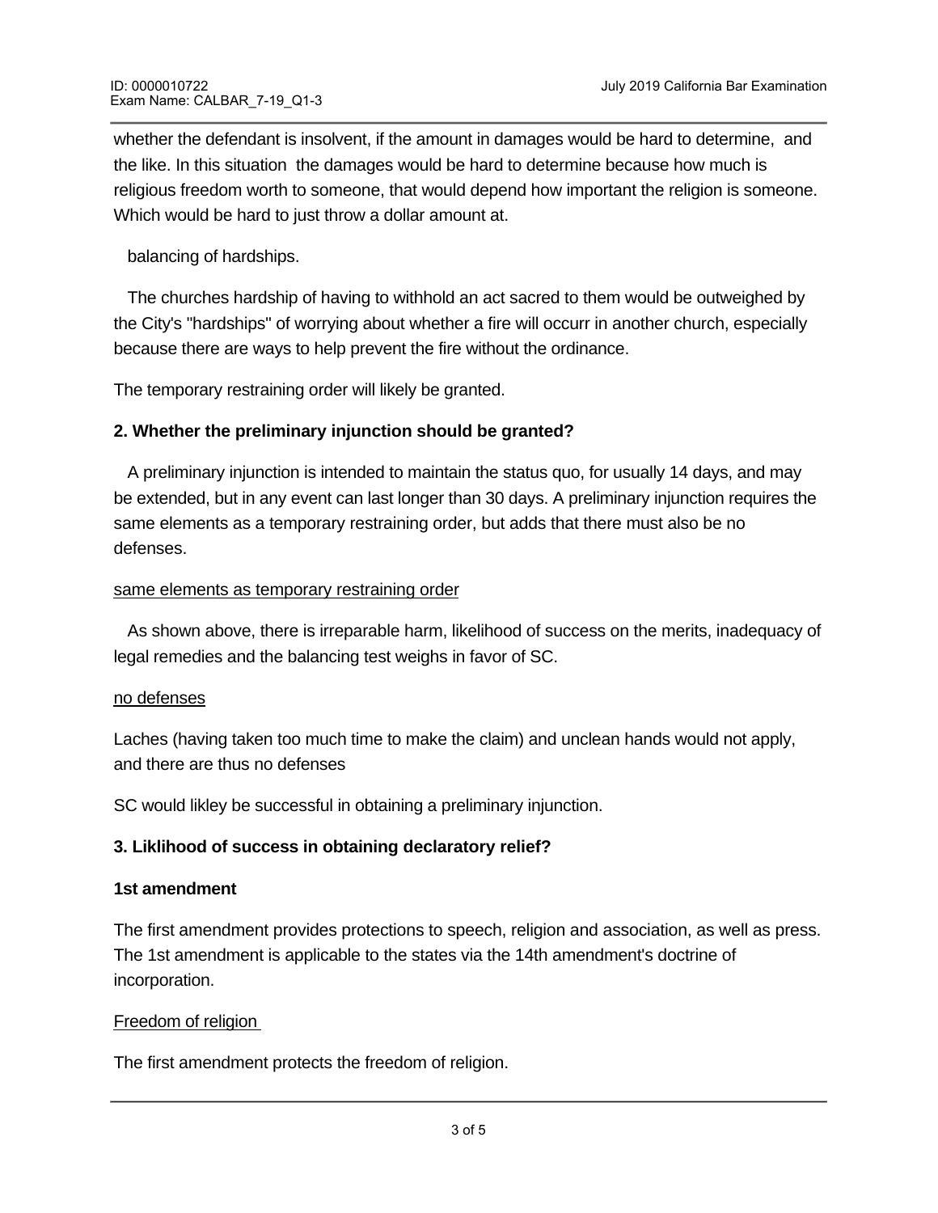whether the defendant is insolvent, if the amount in damages would be hard to determine,  and the like. In this situation  the damages would be hard to determine because how much is religious freedom worth to someone, that would depend how important the religion is someone. Which would be hard to just throw a dollar amount at.

balancing of hardships.

The churches hardship of having to withhold an act sacred to them would be outweighed by the City's "hardships" of worrying about whether a fire will occurr in another church, especially because there are ways to help prevent the fire without the ordinance.

The temporary restraining order will likely be granted.

**2. Whether the preliminary injunction should be granted?**

A preliminary injunction is intended to maintain the status quo, for usually 14 days, and may be extended, but in any event can last longer than 30 days. A preliminary injunction requires the same elements as a temporary restraining order, but adds that there must also be no defenses.

<u>same elements as temporary restraining order</u>

As shown above, there is irreparable harm, likelihood of success on the merits, inadequacy of legal remedies and the balancing test weighs in favor of SC.

<u>no defenses</u>

Laches (having taken too much time to make the claim) and unclean hands would not apply, and there are thus no defenses

SC would likley be successful in obtaining a preliminary injunction.

**3. Liklihood of success in obtaining declaratory relief?**

**1st amendment**

The first amendment provides protections to speech, religion and association, as well as press. The 1st amendment is applicable to the states via the 14th amendment's doctrine of incorporation.

<u>Freedom of religion</u>

The first amendment protects the freedom of religion.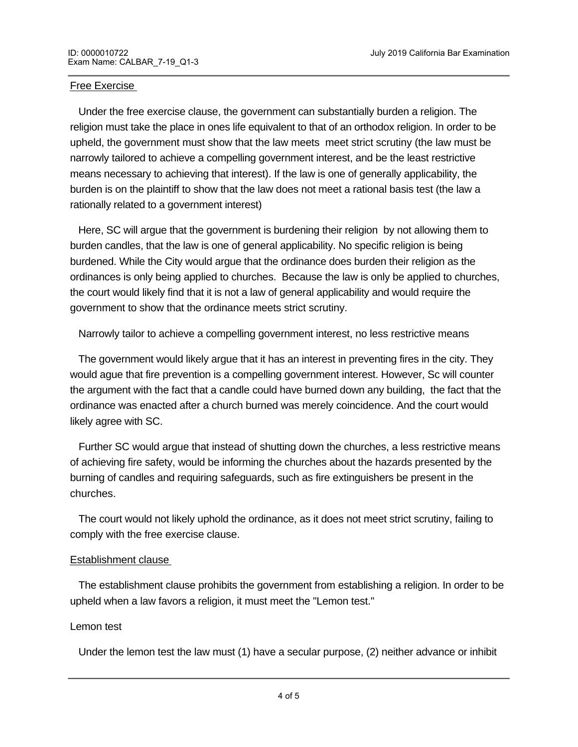Free Exercise

Under the free exercise clause, the government can substantially burden a religion. The religion must take the place in ones life equivalent to that of an orthodox religion. In order to be upheld, the government must show that the law meets  meet strict scrutiny (the law must be narrowly tailored to achieve a compelling government interest, and be the least restrictive means necessary to achieving that interest). If the law is one of generally applicability, the burden is on the plaintiff to show that the law does not meet a rational basis test (the law a rationally related to a government interest)

Here, SC will argue that the government is burdening their religion  by not allowing them to burden candles, that the law is one of general applicability. No specific religion is being burdened. While the City would argue that the ordinance does burden their religion as the ordinances is only being applied to churches.  Because the law is only be applied to churches, the court would likely find that it is not a law of general applicability and would require the government to show that the ordinance meets strict scrutiny.

Narrowly tailor to achieve a compelling government interest, no less restrictive means

The government would likely argue that it has an interest in preventing fires in the city. They would ague that fire prevention is a compelling government interest. However, Sc will counter the argument with the fact that a candle could have burned down any building,  the fact that the ordinance was enacted after a church burned was merely coincidence. And the court would likely agree with SC.

Further SC would argue that instead of shutting down the churches, a less restrictive means of achieving fire safety, would be informing the churches about the hazards presented by the burning of candles and requiring safeguards, such as fire extinguishers be present in the churches.

The court would not likely uphold the ordinance, as it does not meet strict scrutiny, failing to comply with the free exercise clause.

Establishment clause

The establishment clause prohibits the government from establishing a religion. In order to be upheld when a law favors a religion, it must meet the "Lemon test."

Lemon test

Under the lemon test the law must (1) have a secular purpose, (2) neither advance or inhibit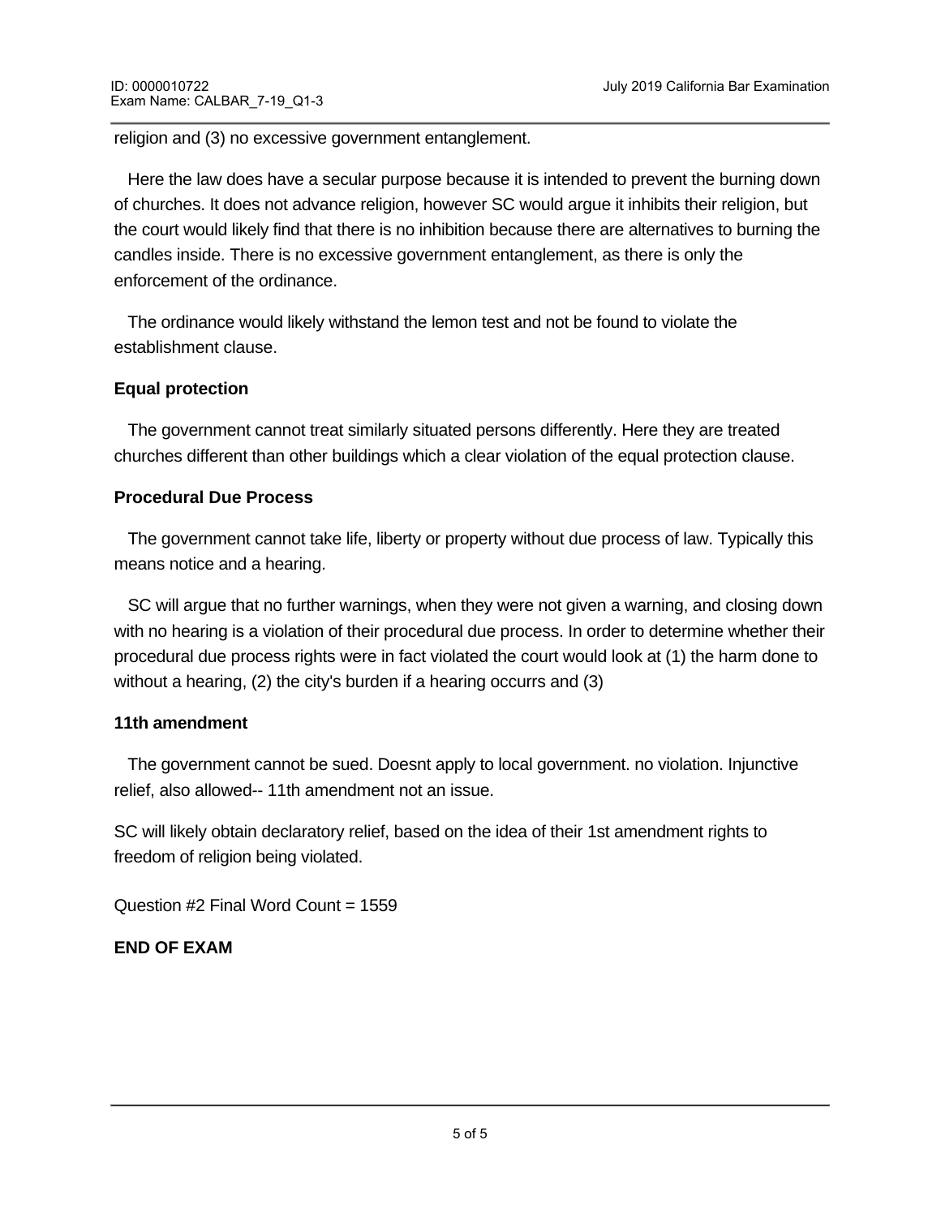religion and (3) no excessive government entanglement.

Here the law does have a secular purpose because it is intended to prevent the burning down of churches. It does not advance religion, however SC would argue it inhibits their religion, but the court would likely find that there is no inhibition because there are alternatives to burning the candles inside. There is no excessive government entanglement, as there is only the enforcement of the ordinance.

The ordinance would likely withstand the lemon test and not be found to violate the establishment clause.

**Equal protection**

The government cannot treat similarly situated persons differently. Here they are treated churches different than other buildings which a clear violation of the equal protection clause.

**Procedural Due Process**

The government cannot take life, liberty or property without due process of law. Typically this means notice and a hearing.

SC will argue that no further warnings, when they were not given a warning, and closing down with no hearing is a violation of their procedural due process. In order to determine whether their procedural due process rights were in fact violated the court would look at (1) the harm done to without a hearing, (2) the city's burden if a hearing occurrs and (3)

**11th amendment**

The government cannot be sued. Doesnt apply to local government. no violation. Injunctive relief, also allowed-- 11th amendment not an issue.

SC will likely obtain declaratory relief, based on the idea of their 1st amendment rights to freedom of religion being violated.

Question #2 Final Word Count = 1559

**END OF EXAM**